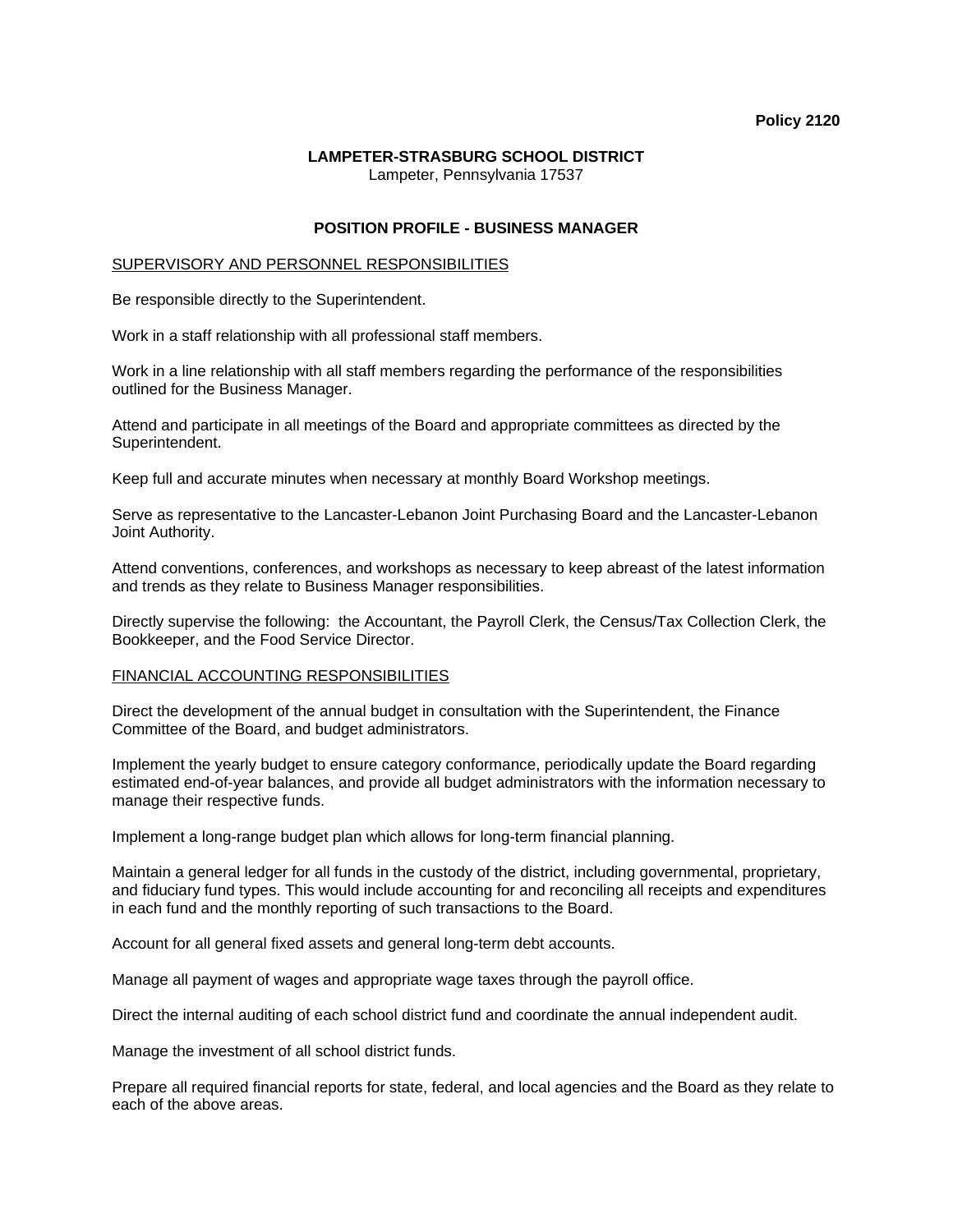**Policy 2120**

**LAMPETER-STRASBURG SCHOOL DISTRICT**
Lampeter, Pennsylvania 17537

# POSITION PROFILE - BUSINESS MANAGER

## SUPERVISORY AND PERSONNEL RESPONSIBILITIES

Be responsible directly to the Superintendent.

Work in a staff relationship with all professional staff members.

Work in a line relationship with all staff members regarding the performance of the responsibilities outlined for the Business Manager.

Attend and participate in all meetings of the Board and appropriate committees as directed by the Superintendent.

Keep full and accurate minutes when necessary at monthly Board Workshop meetings.

Serve as representative to the Lancaster-Lebanon Joint Purchasing Board and the Lancaster-Lebanon Joint Authority.

Attend conventions, conferences, and workshops as necessary to keep abreast of the latest information and trends as they relate to Business Manager responsibilities.

Directly supervise the following: the Accountant, the Payroll Clerk, the Census/Tax Collection Clerk, the Bookkeeper, and the Food Service Director.

## FINANCIAL ACCOUNTING RESPONSIBILITIES

Direct the development of the annual budget in consultation with the Superintendent, the Finance Committee of the Board, and budget administrators.

Implement the yearly budget to ensure category conformance, periodically update the Board regarding estimated end-of-year balances, and provide all budget administrators with the information necessary to manage their respective funds.

Implement a long-range budget plan which allows for long-term financial planning.

Maintain a general ledger for all funds in the custody of the district, including governmental, proprietary, and fiduciary fund types. This would include accounting for and reconciling all receipts and expenditures in each fund and the monthly reporting of such transactions to the Board.

Account for all general fixed assets and general long-term debt accounts.

Manage all payment of wages and appropriate wage taxes through the payroll office.

Direct the internal auditing of each school district fund and coordinate the annual independent audit.

Manage the investment of all school district funds.

Prepare all required financial reports for state, federal, and local agencies and the Board as they relate to each of the above areas.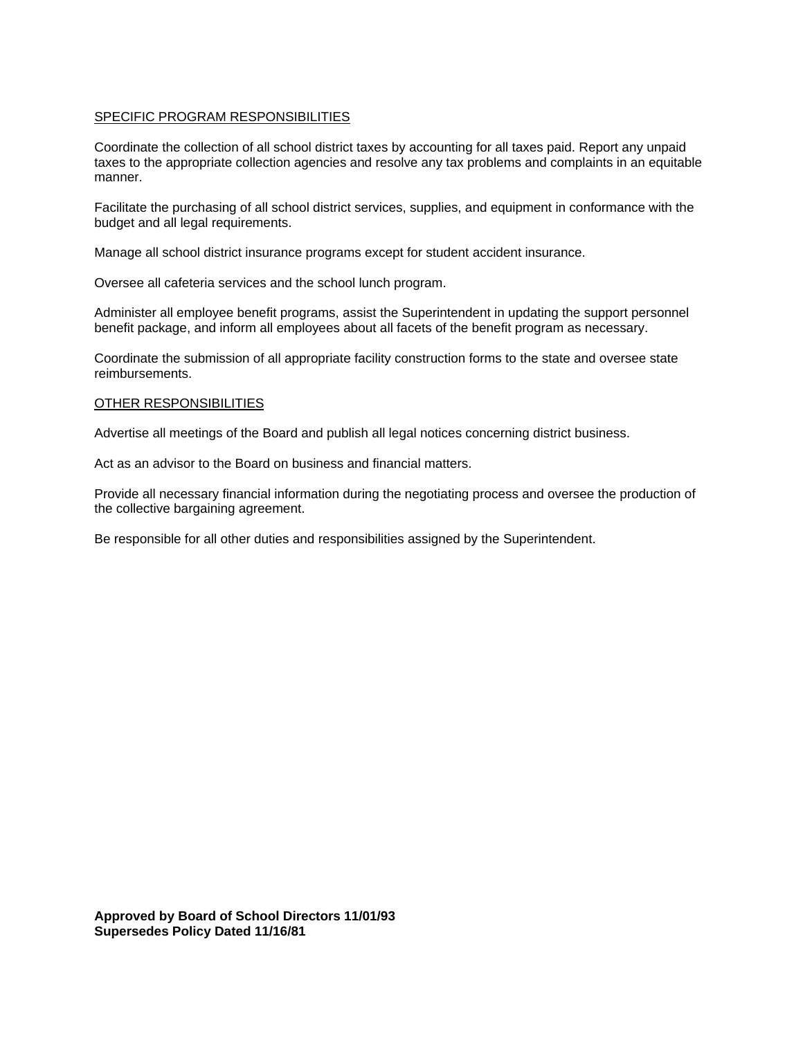## SPECIFIC PROGRAM RESPONSIBILITIES

Coordinate the collection of all school district taxes by accounting for all taxes paid. Report any unpaid taxes to the appropriate collection agencies and resolve any tax problems and complaints in an equitable manner.

Facilitate the purchasing of all school district services, supplies, and equipment in conformance with the budget and all legal requirements.

Manage all school district insurance programs except for student accident insurance.

Oversee all cafeteria services and the school lunch program.

Administer all employee benefit programs, assist the Superintendent in updating the support personnel benefit package, and inform all employees about all facets of the benefit program as necessary.

Coordinate the submission of all appropriate facility construction forms to the state and oversee state reimbursements.

## OTHER RESPONSIBILITIES

Advertise all meetings of the Board and publish all legal notices concerning district business.

Act as an advisor to the Board on business and financial matters.

Provide all necessary financial information during the negotiating process and oversee the production of the collective bargaining agreement.

Be responsible for all other duties and responsibilities assigned by the Superintendent.

**Approved by Board of School Directors 11/01/93**
**Supersedes Policy Dated 11/16/81**